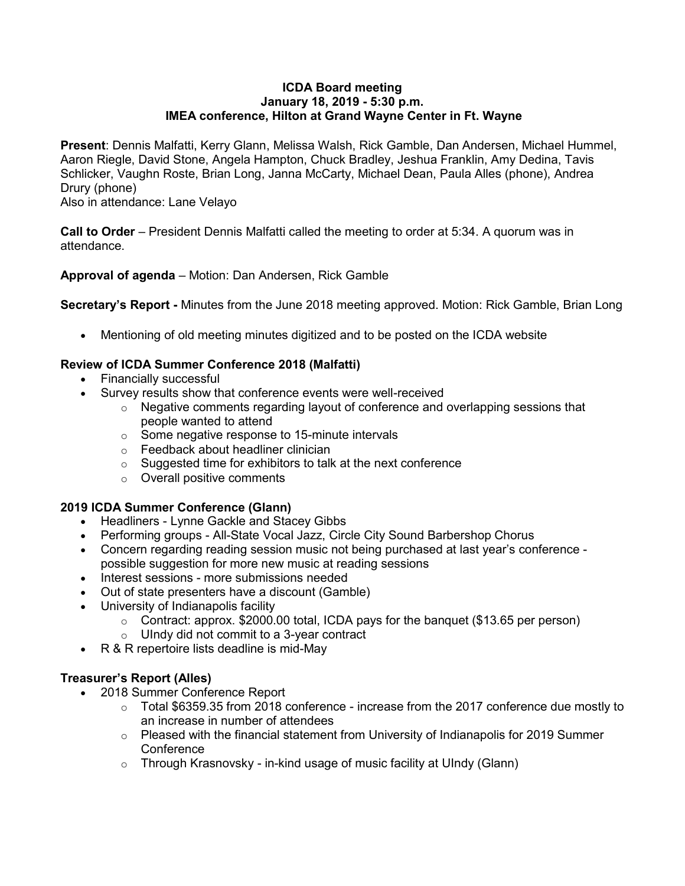**ICDA Board meeting**
**January 18, 2019 - 5:30 p.m.**
**IMEA conference, Hilton at Grand Wayne Center in Ft. Wayne**

**Present**: Dennis Malfatti, Kerry Glann, Melissa Walsh, Rick Gamble, Dan Andersen, Michael Hummel, Aaron Riegle, David Stone, Angela Hampton, Chuck Bradley, Jeshua Franklin, Amy Dedina, Tavis Schlicker, Vaughn Roste, Brian Long, Janna McCarty, Michael Dean, Paula Alles (phone), Andrea Drury (phone)
Also in attendance: Lane Velayo

**Call to Order** – President Dennis Malfatti called the meeting to order at 5:34. A quorum was in attendance.

**Approval of agenda** – Motion: Dan Andersen, Rick Gamble

**Secretary's Report -** Minutes from the June 2018 meeting approved. Motion: Rick Gamble, Brian Long

- Mentioning of old meeting minutes digitized and to be posted on the ICDA website

**Review of ICDA Summer Conference 2018 (Malfatti)**

- Financially successful
- Survey results show that conference events were well-received
  - Negative comments regarding layout of conference and overlapping sessions that people wanted to attend
  - Some negative response to 15-minute intervals
  - Feedback about headliner clinician
  - Suggested time for exhibitors to talk at the next conference
  - Overall positive comments

**2019 ICDA Summer Conference (Glann)**

- Headliners - Lynne Gackle and Stacey Gibbs
- Performing groups - All-State Vocal Jazz, Circle City Sound Barbershop Chorus
- Concern regarding reading session music not being purchased at last year's conference - possible suggestion for more new music at reading sessions
- Interest sessions - more submissions needed
- Out of state presenters have a discount (Gamble)
- University of Indianapolis facility
  - Contract: approx. $2000.00 total, ICDA pays for the banquet ($13.65 per person)
  - UIndy did not commit to a 3-year contract
- R & R repertoire lists deadline is mid-May

**Treasurer's Report (Alles)**

- 2018 Summer Conference Report
  - Total $6359.35 from 2018 conference - increase from the 2017 conference due mostly to an increase in number of attendees
  - Pleased with the financial statement from University of Indianapolis for 2019 Summer Conference
  - Through Krasnovsky - in-kind usage of music facility at UIndy (Glann)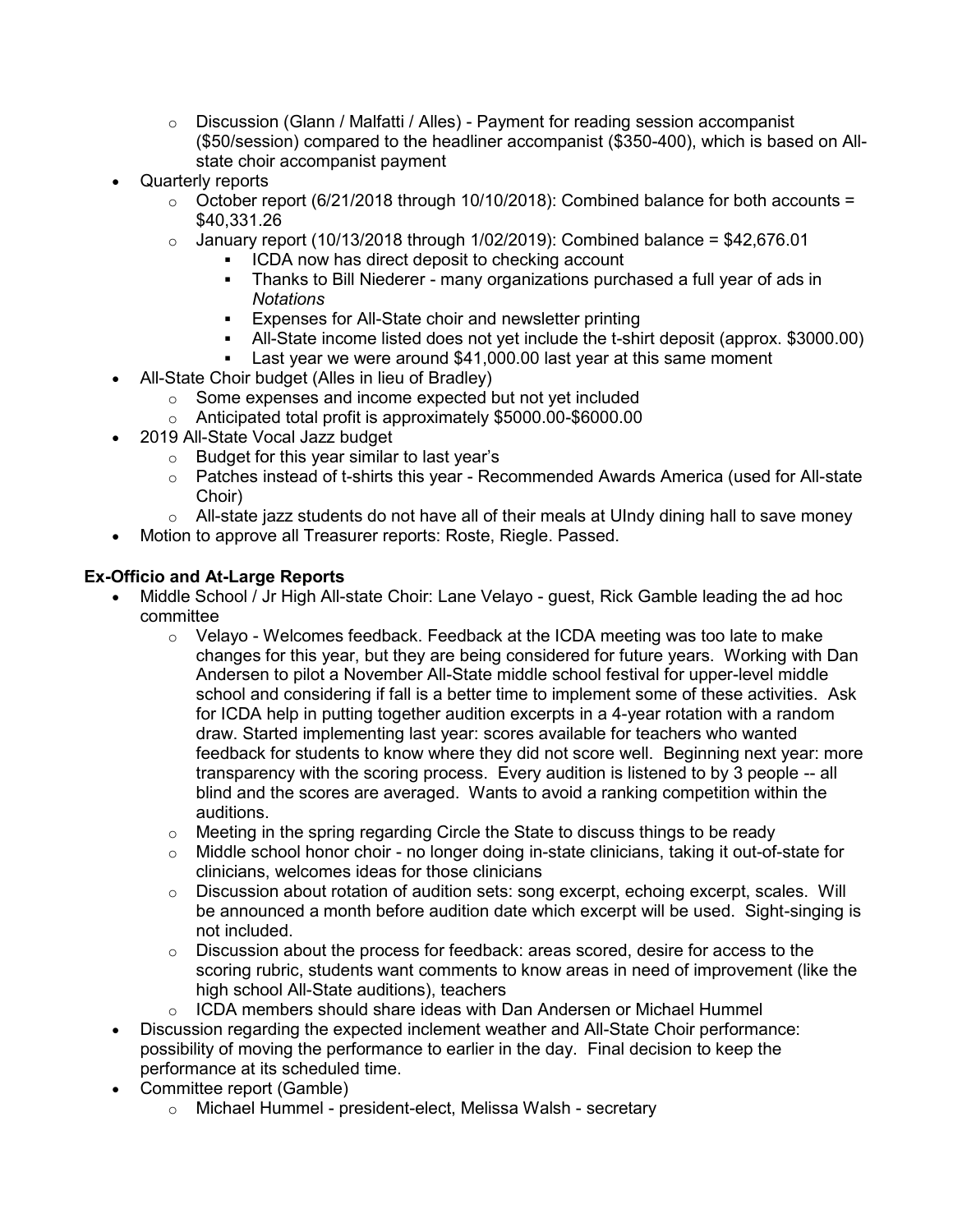- Discussion (Glann / Malfatti / Alles) - Payment for reading session accompanist ($50/session) compared to the headliner accompanist ($350-400), which is based on All-state choir accompanist payment
- Quarterly reports
  - October report (6/21/2018 through 10/10/2018): Combined balance for both accounts = $40,331.26
  - January report (10/13/2018 through 1/02/2019): Combined balance = $42,676.01
    - ICDA now has direct deposit to checking account
    - Thanks to Bill Niederer - many organizations purchased a full year of ads in *Notations*
    - Expenses for All-State choir and newsletter printing
    - All-State income listed does not yet include the t-shirt deposit (approx. $3000.00)
    - Last year we were around $41,000.00 last year at this same moment
- All-State Choir budget (Alles in lieu of Bradley)
  - Some expenses and income expected but not yet included
  - Anticipated total profit is approximately $5000.00-$6000.00
- 2019 All-State Vocal Jazz budget
  - Budget for this year similar to last year's
  - Patches instead of t-shirts this year - Recommended Awards America (used for All-state Choir)
  - All-state jazz students do not have all of their meals at UIndy dining hall to save money
- Motion to approve all Treasurer reports: Roste, Riegle. Passed.

**Ex-Officio and At-Large Reports**

- Middle School / Jr High All-state Choir: Lane Velayo - guest, Rick Gamble leading the ad hoc committee
  - Velayo - Welcomes feedback. Feedback at the ICDA meeting was too late to make changes for this year, but they are being considered for future years. Working with Dan Andersen to pilot a November All-State middle school festival for upper-level middle school and considering if fall is a better time to implement some of these activities. Ask for ICDA help in putting together audition excerpts in a 4-year rotation with a random draw. Started implementing last year: scores available for teachers who wanted feedback for students to know where they did not score well. Beginning next year: more transparency with the scoring process. Every audition is listened to by 3 people -- all blind and the scores are averaged. Wants to avoid a ranking competition within the auditions.
  - Meeting in the spring regarding Circle the State to discuss things to be ready
  - Middle school honor choir - no longer doing in-state clinicians, taking it out-of-state for clinicians, welcomes ideas for those clinicians
  - Discussion about rotation of audition sets: song excerpt, echoing excerpt, scales. Will be announced a month before audition date which excerpt will be used. Sight-singing is not included.
  - Discussion about the process for feedback: areas scored, desire for access to the scoring rubric, students want comments to know areas in need of improvement (like the high school All-State auditions), teachers
  - ICDA members should share ideas with Dan Andersen or Michael Hummel
- Discussion regarding the expected inclement weather and All-State Choir performance: possibility of moving the performance to earlier in the day. Final decision to keep the performance at its scheduled time.
- Committee report (Gamble)
  - Michael Hummel - president-elect, Melissa Walsh - secretary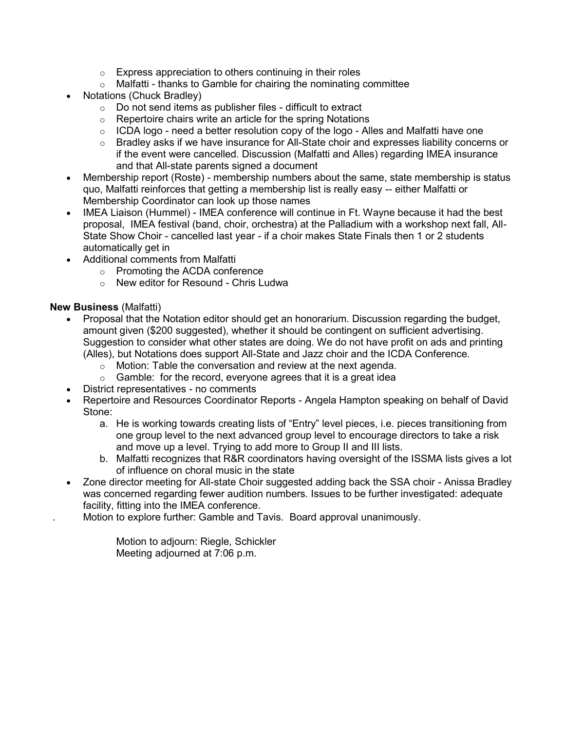- Express appreciation to others continuing in their roles
    - Malfatti - thanks to Gamble for chairing the nominating committee
- Notations (Chuck Bradley)
    - Do not send items as publisher files - difficult to extract
    - Repertoire chairs write an article for the spring Notations
    - ICDA logo - need a better resolution copy of the logo - Alles and Malfatti have one
    - Bradley asks if we have insurance for All-State choir and expresses liability concerns or if the event were cancelled. Discussion (Malfatti and Alles) regarding IMEA insurance and that All-state parents signed a document
- Membership report (Roste) - membership numbers about the same, state membership is status quo, Malfatti reinforces that getting a membership list is really easy -- either Malfatti or Membership Coordinator can look up those names
- IMEA Liaison (Hummel) - IMEA conference will continue in Ft. Wayne because it had the best proposal, IMEA festival (band, choir, orchestra) at the Palladium with a workshop next fall, All-State Show Choir - cancelled last year - if a choir makes State Finals then 1 or 2 students automatically get in
- Additional comments from Malfatti
    - Promoting the ACDA conference
    - New editor for Resound - Chris Ludwa

**New Business** (Malfatti)

- Proposal that the Notation editor should get an honorarium. Discussion regarding the budget, amount given ($200 suggested), whether it should be contingent on sufficient advertising. Suggestion to consider what other states are doing. We do not have profit on ads and printing (Alles), but Notations does support All-State and Jazz choir and the ICDA Conference.
    - Motion: Table the conversation and review at the next agenda.
    - Gamble: for the record, everyone agrees that it is a great idea
- District representatives - no comments
- Repertoire and Resources Coordinator Reports - Angela Hampton speaking on behalf of David Stone:
    a. He is working towards creating lists of "Entry" level pieces, i.e. pieces transitioning from one group level to the next advanced group level to encourage directors to take a risk and move up a level. Trying to add more to Group II and III lists.
    b. Malfatti recognizes that R&R coordinators having oversight of the ISSMA lists gives a lot of influence on choral music in the state
- Zone director meeting for All-state Choir suggested adding back the SSA choir - Anissa Bradley was concerned regarding fewer audition numbers. Issues to be further investigated: adequate facility, fitting into the IMEA conference.

. Motion to explore further: Gamble and Tavis. Board approval unanimously.

Motion to adjourn: Riegle, Schickler
Meeting adjourned at 7:06 p.m.